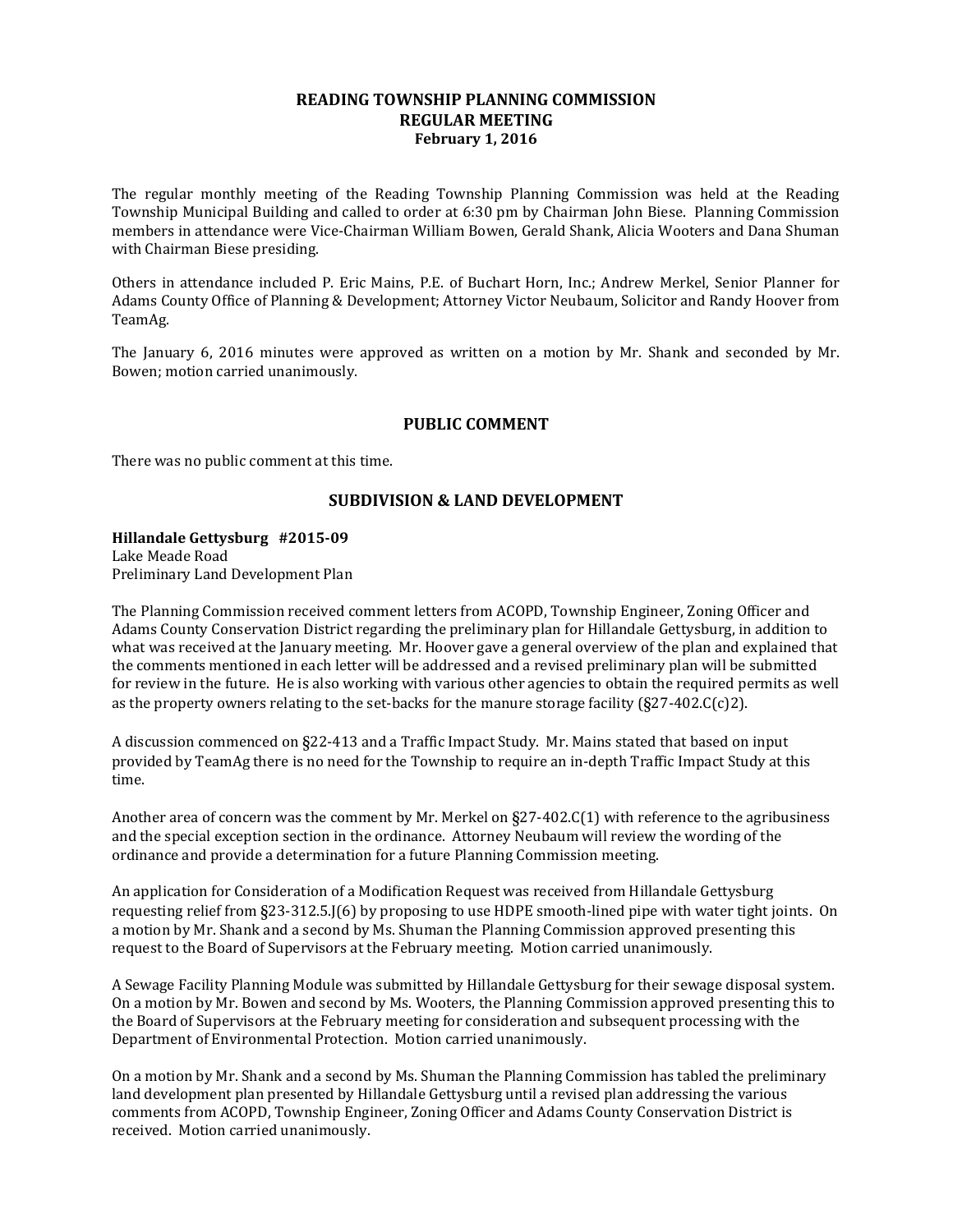**READING TOWNSHIP PLANNING COMMISSION**
**REGULAR MEETING**
**February 1, 2016**

The regular monthly meeting of the Reading Township Planning Commission was held at the Reading Township Municipal Building and called to order at 6:30 pm by Chairman John Biese. Planning Commission members in attendance were Vice-Chairman William Bowen, Gerald Shank, Alicia Wooters and Dana Shuman with Chairman Biese presiding.

Others in attendance included P. Eric Mains, P.E. of Buchart Horn, Inc.; Andrew Merkel, Senior Planner for Adams County Office of Planning & Development; Attorney Victor Neubaum, Solicitor and Randy Hoover from TeamAg.

The January 6, 2016 minutes were approved as written on a motion by Mr. Shank and seconded by Mr. Bowen; motion carried unanimously.

## PUBLIC COMMENT

There was no public comment at this time.

## SUBDIVISION & LAND DEVELOPMENT

**Hillandale Gettysburg #2015-09**
Lake Meade Road
Preliminary Land Development Plan

The Planning Commission received comment letters from ACOPD, Township Engineer, Zoning Officer and Adams County Conservation District regarding the preliminary plan for Hillandale Gettysburg, in addition to what was received at the January meeting. Mr. Hoover gave a general overview of the plan and explained that the comments mentioned in each letter will be addressed and a revised preliminary plan will be submitted for review in the future. He is also working with various other agencies to obtain the required permits as well as the property owners relating to the set-backs for the manure storage facility (§27-402.C(c)2).

A discussion commenced on §22-413 and a Traffic Impact Study. Mr. Mains stated that based on input provided by TeamAg there is no need for the Township to require an in-depth Traffic Impact Study at this time.

Another area of concern was the comment by Mr. Merkel on §27-402.C(1) with reference to the agribusiness and the special exception section in the ordinance. Attorney Neubaum will review the wording of the ordinance and provide a determination for a future Planning Commission meeting.

An application for Consideration of a Modification Request was received from Hillandale Gettysburg requesting relief from §23-312.5.J(6) by proposing to use HDPE smooth-lined pipe with water tight joints. On a motion by Mr. Shank and a second by Ms. Shuman the Planning Commission approved presenting this request to the Board of Supervisors at the February meeting. Motion carried unanimously.

A Sewage Facility Planning Module was submitted by Hillandale Gettysburg for their sewage disposal system. On a motion by Mr. Bowen and second by Ms. Wooters, the Planning Commission approved presenting this to the Board of Supervisors at the February meeting for consideration and subsequent processing with the Department of Environmental Protection. Motion carried unanimously.

On a motion by Mr. Shank and a second by Ms. Shuman the Planning Commission has tabled the preliminary land development plan presented by Hillandale Gettysburg until a revised plan addressing the various comments from ACOPD, Township Engineer, Zoning Officer and Adams County Conservation District is received. Motion carried unanimously.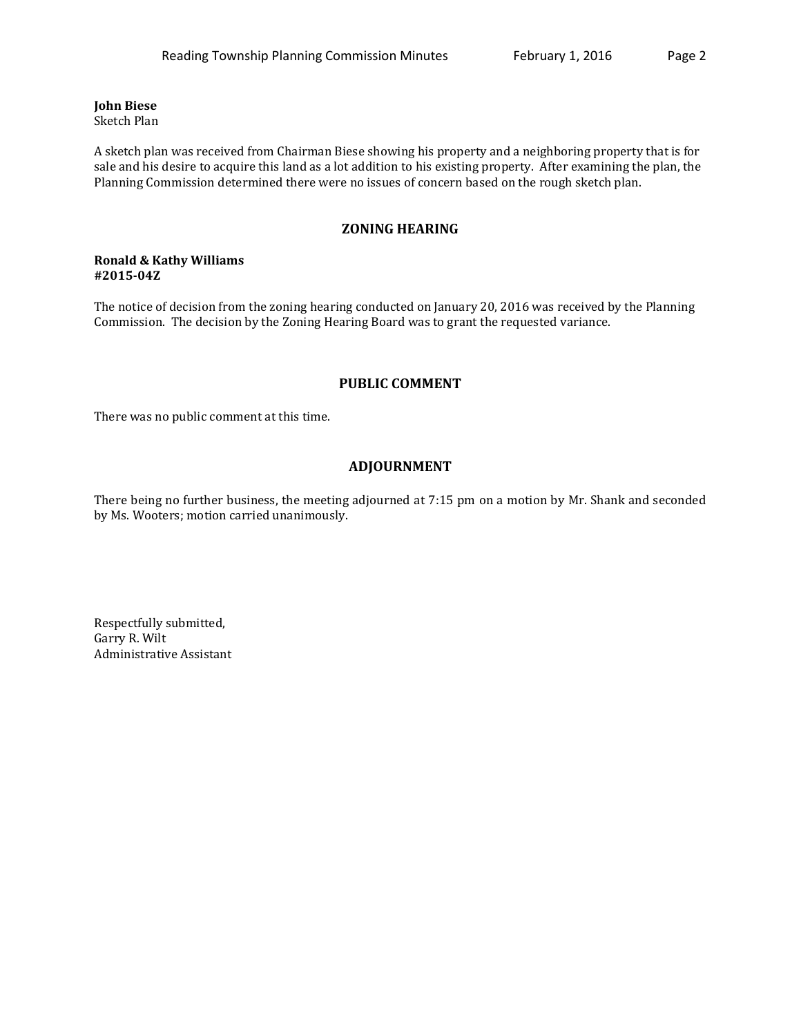**John Biese**
Sketch Plan

A sketch plan was received from Chairman Biese showing his property and a neighboring property that is for sale and his desire to acquire this land as a lot addition to his existing property. After examining the plan, the Planning Commission determined there were no issues of concern based on the rough sketch plan.

## ZONING HEARING

**Ronald & Kathy Williams**
**#2015-04Z**

The notice of decision from the zoning hearing conducted on January 20, 2016 was received by the Planning Commission. The decision by the Zoning Hearing Board was to grant the requested variance.

## PUBLIC COMMENT

There was no public comment at this time.

## ADJOURNMENT

There being no further business, the meeting adjourned at 7:15 pm on a motion by Mr. Shank and seconded by Ms. Wooters; motion carried unanimously.

Respectfully submitted,
Garry R. Wilt
Administrative Assistant